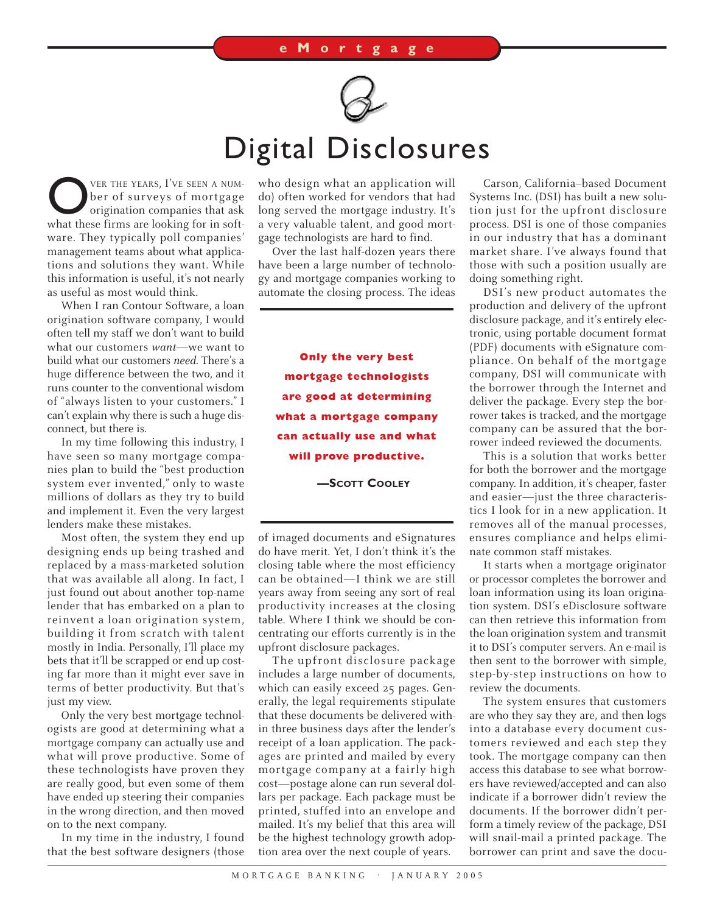# Digital Disclosures

Over the years, I've seen a number of surveys of mortgage origination companies that ask what these firms are looking for in software. They typically poll companies' management teams about what applications and solutions they want. While this information is useful, it's not nearly as useful as most would think.

When I ran Contour Software, a loan origination software company, I would often tell my staff we don't want to build what our customers *want*—we want to build what our customers *need.* There's a huge difference between the two, and it runs counter to the conventional wisdom of "always listen to your customers." I can't explain why there is such a huge disconnect, but there is.

In my time following this industry, I have seen so many mortgage companies plan to build the "best production system ever invented," only to waste millions of dollars as they try to build and implement it. Even the very largest lenders make these mistakes.

Most often, the system they end up designing ends up being trashed and replaced by a mass-marketed solution that was available all along. In fact, I just found out about another top-name lender that has embarked on a plan to reinvent a loan origination system, building it from scratch with talent mostly in India. Personally, I'll place my bets that it'll be scrapped or end up costing far more than it might ever save in terms of better productivity. But that's just my view.

Only the very best mortgage technologists are good at determining what a mortgage company can actually use and what will prove productive. Some of these technologists have proven they are really good, but even some of them have ended up steering their companies in the wrong direction, and then moved on to the next company.

In my time in the industry, I found that the best software designers (those who design what an application will do) often worked for vendors that had long served the mortgage industry. It's a very valuable talent, and good mortgage technologists are hard to find.

Over the last half-dozen years there have been a large number of technology and mortgage companies working to automate the closing process. The ideas of imaged documents and eSignatures do have merit. Yet, I don't think it's the closing table where the most efficiency can be obtained—I think we are still years away from seeing any sort of real productivity increases at the closing table. Where I think we should be concentrating our efforts currently is in the upfront disclosure packages.

> **Only the very best mortgage technologists are good at determining what a mortgage company can actually use and what will prove productive.**
>
> —Scott Cooley

The upfront disclosure package includes a large number of documents, which can easily exceed 25 pages. Generally, the legal requirements stipulate that these documents be delivered within three business days after the lender's receipt of a loan application. The packages are printed and mailed by every mortgage company at a fairly high cost—postage alone can run several dollars per package. Each package must be printed, stuffed into an envelope and mailed. It's my belief that this area will be the highest technology growth adoption area over the next couple of years.

Carson, California–based Document Systems Inc. (DSI) has built a new solution just for the upfront disclosure process. DSI is one of the three companies in our industry that has a dominant market share. I've always found that those with such a position usually are doing something right.

DSI's new product automates the production and delivery of the upfront disclosure package, and it's entirely electronic, using portable document format (PDF) documents with eSignature compliance. On behalf of the mortgage company, DSI will communicate with the borrower through the Internet and deliver the package. Every step the borrower takes is tracked, and the mortgage company can be assured that the borrower indeed reviewed the documents.

This is a solution that works better for both the borrower and the mortgage company. In addition, it's cheaper, faster and easier—just the three characteristics I look for in a new application. It removes all of the manual processes, ensures compliance and helps eliminate common staff mistakes.

It starts when a mortgage originator or processor completes the borrower and loan information using its loan origination system. DSI's eDisclosure software can then retrieve this information from the loan origination system and transmit it to DSI's computer servers. An e-mail is then sent to the borrower with simple, step-by-step instructions on how to review the documents.

The system ensures that customers are who they say they are, and then logs into a database every document customers reviewed and each step they took. The mortgage company can then access this database to see what borrowers have reviewed/accepted and can also indicate if a borrower didn't review the documents. If the borrower didn't perform a timely review of the package, DSI will snail-mail a printed package. The borrower can print and save the docu-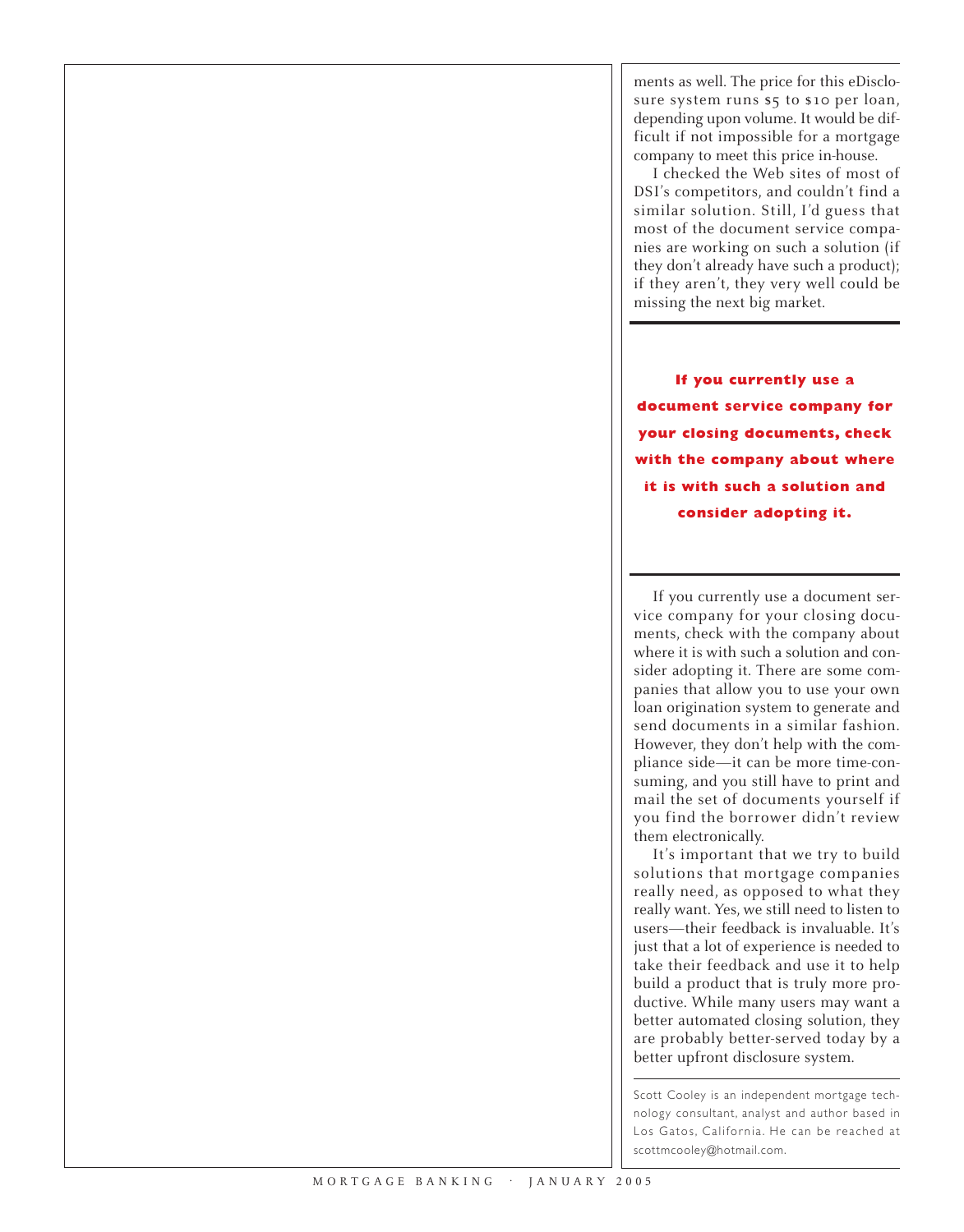ments as well. The price for this eDisclosure system runs $5 to $10 per loan, depending upon volume. It would be difficult if not impossible for a mortgage company to meet this price in-house.

I checked the Web sites of most of DSI's competitors, and couldn't find a similar solution. Still, I'd guess that most of the document service companies are working on such a solution (if they don't already have such a product); if they aren't, they very well could be missing the next big market.

**If you currently use a document service company for your closing documents, check with the company about where it is with such a solution and consider adopting it.**

If you currently use a document service company for your closing documents, check with the company about where it is with such a solution and consider adopting it. There are some companies that allow you to use your own loan origination system to generate and send documents in a similar fashion. However, they don't help with the compliance side—it can be more time-consuming, and you still have to print and mail the set of documents yourself if you find the borrower didn't review them electronically.

It's important that we try to build solutions that mortgage companies really need, as opposed to what they really want. Yes, we still need to listen to users—their feedback is invaluable. It's just that a lot of experience is needed to take their feedback and use it to help build a product that is truly more productive. While many users may want a better automated closing solution, they are probably better-served today by a better upfront disclosure system.

---

Scott Cooley is an independent mortgage technology consultant, analyst and author based in Los Gatos, California. He can be reached at scottmcooley@hotmail.com.